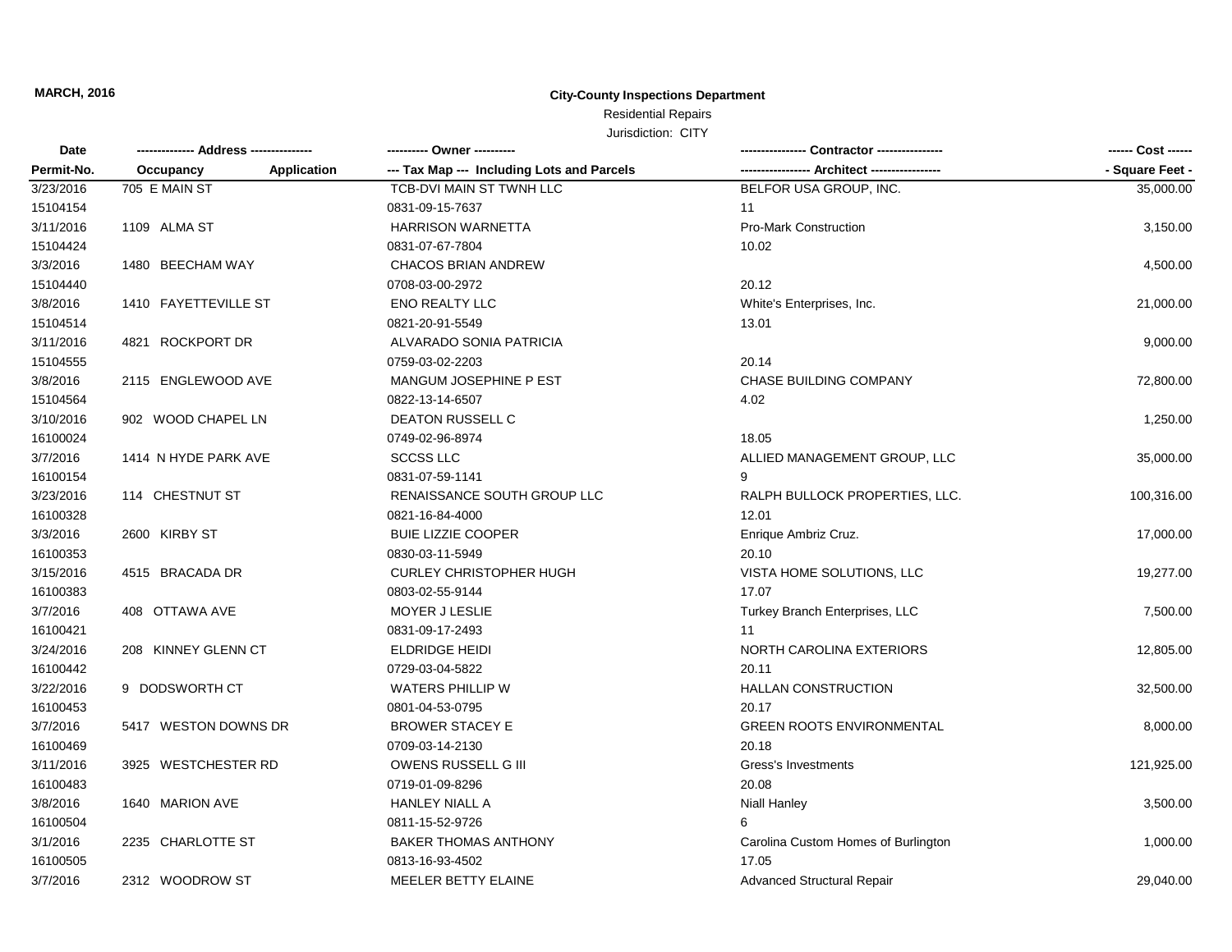**MARCH, 2016**

# City-County Inspections Department

## Residential Repairs

Jurisdiction: CITY

| Date<br>Permit-No. | ------------- Address --------------<br>Occupancy Application | ---------- Owner ----------<br>--- Tax Map --- Including Lots and Parcels | --------------- Contractor ---------------<br>---------------- Architect ---------------- | ------ Cost ------<br>- Square Feet - |
|---|---|---|---|---|
| 3/23/2016<br>15104154 | 705 E MAIN ST | TCB-DVI MAIN ST TWNH LLC<br>0831-09-15-7637 | BELFOR USA GROUP, INC.<br>11 | 35,000.00 |
| 3/11/2016<br>15104424 | 1109 ALMA ST | HARRISON WARNETTA<br>0831-07-67-7804 | Pro-Mark Construction<br>10.02 | 3,150.00 |
| 3/3/2016<br>15104440 | 1480 BEECHAM WAY | CHACOS BRIAN ANDREW<br>0708-03-00-2972 | <br>20.12 | 4,500.00 |
| 3/8/2016<br>15104514 | 1410 FAYETTEVILLE ST | ENO REALTY LLC<br>0821-20-91-5549 | White's Enterprises, Inc.<br>13.01 | 21,000.00 |
| 3/11/2016<br>15104555 | 4821 ROCKPORT DR | ALVARADO SONIA PATRICIA<br>0759-03-02-2203 | <br>20.14 | 9,000.00 |
| 3/8/2016<br>15104564 | 2115 ENGLEWOOD AVE | MANGUM JOSEPHINE P EST<br>0822-13-14-6507 | CHASE BUILDING COMPANY<br>4.02 | 72,800.00 |
| 3/10/2016<br>16100024 | 902 WOOD CHAPEL LN | DEATON RUSSELL C<br>0749-02-96-8974 | <br>18.05 | 1,250.00 |
| 3/7/2016<br>16100154 | 1414 N HYDE PARK AVE | SCCSS LLC<br>0831-07-59-1141 | ALLIED MANAGEMENT GROUP, LLC<br>9 | 35,000.00 |
| 3/23/2016<br>16100328 | 114 CHESTNUT ST | RENAISSANCE SOUTH GROUP LLC<br>0821-16-84-4000 | RALPH BULLOCK PROPERTIES, LLC.<br>12.01 | 100,316.00 |
| 3/3/2016<br>16100353 | 2600 KIRBY ST | BUIE LIZZIE COOPER<br>0830-03-11-5949 | Enrique Ambriz Cruz.<br>20.10 | 17,000.00 |
| 3/15/2016<br>16100383 | 4515 BRACADA DR | CURLEY CHRISTOPHER HUGH<br>0803-02-55-9144 | VISTA HOME SOLUTIONS, LLC<br>17.07 | 19,277.00 |
| 3/7/2016<br>16100421 | 408 OTTAWA AVE | MOYER J LESLIE<br>0831-09-17-2493 | Turkey Branch Enterprises, LLC<br>11 | 7,500.00 |
| 3/24/2016<br>16100442 | 208 KINNEY GLENN CT | ELDRIDGE HEIDI<br>0729-03-04-5822 | NORTH CAROLINA EXTERIORS<br>20.11 | 12,805.00 |
| 3/22/2016<br>16100453 | 9 DODSWORTH CT | WATERS PHILLIP W<br>0801-04-53-0795 | HALLAN CONSTRUCTION<br>20.17 | 32,500.00 |
| 3/7/2016<br>16100469 | 5417 WESTON DOWNS DR | BROWER STACEY E<br>0709-03-14-2130 | GREEN ROOTS ENVIRONMENTAL<br>20.18 | 8,000.00 |
| 3/11/2016<br>16100483 | 3925 WESTCHESTER RD | OWENS RUSSELL G III<br>0719-01-09-8296 | Gress's Investments<br>20.08 | 121,925.00 |
| 3/8/2016<br>16100504 | 1640 MARION AVE | HANLEY NIALL A<br>0811-15-52-9726 | Niall Hanley<br>6 | 3,500.00 |
| 3/1/2016<br>16100505 | 2235 CHARLOTTE ST | BAKER THOMAS ANTHONY<br>0813-16-93-4502 | Carolina Custom Homes of Burlington<br>17.05 | 1,000.00 |
| 3/7/2016 | 2312 WOODROW ST | MEELER BETTY ELAINE | Advanced Structural Repair | 29,040.00 |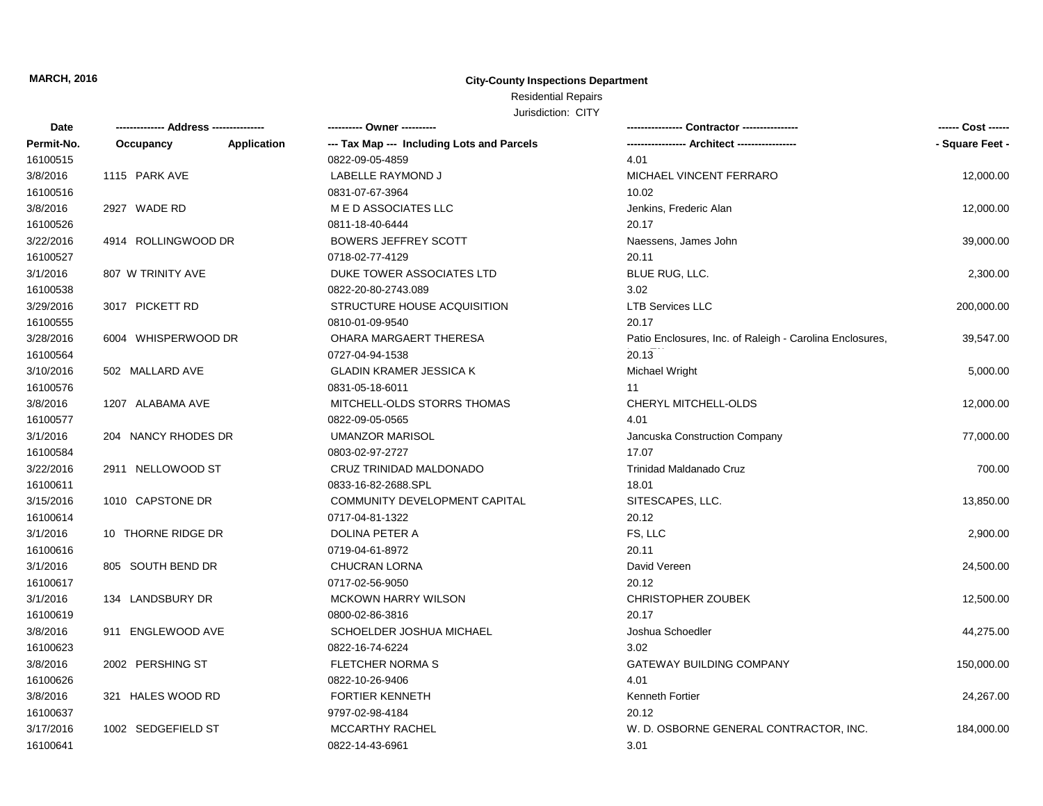**MARCH, 2016**

**City-County Inspections Department**

Residential Repairs

Jurisdiction: CITY

| Date | -------------- Address -------------- | | ---------- Owner ---------- | ---------------- Contractor ---------------- | ------ Cost ------ |
|---|---|---|---|---|---|
| Permit-No. | Occupancy | Application | --- Tax Map --- Including Lots and Parcels | ----------------- Architect ----------------- | - Square Feet - |
| 16100515 | | | 0822-09-05-4859 | 4.01 | |
| 3/8/2016 | 1115 PARK AVE | | LABELLE RAYMOND J | MICHAEL VINCENT FERRARO | 12,000.00 |
| 16100516 | | | 0831-07-67-3964 | 10.02 | |
| 3/8/2016 | 2927 WADE RD | | M E D ASSOCIATES LLC | Jenkins, Frederic Alan | 12,000.00 |
| 16100526 | | | 0811-18-40-6444 | 20.17 | |
| 3/22/2016 | 4914 ROLLINGWOOD DR | | BOWERS JEFFREY SCOTT | Naessens, James John | 39,000.00 |
| 16100527 | | | 0718-02-77-4129 | 20.11 | |
| 3/1/2016 | 807 W TRINITY AVE | | DUKE TOWER ASSOCIATES LTD | BLUE RUG, LLC. | 2,300.00 |
| 16100538 | | | 0822-20-80-2743.089 | 3.02 | |
| 3/29/2016 | 3017 PICKETT RD | | STRUCTURE HOUSE ACQUISITION | LTB Services LLC | 200,000.00 |
| 16100555 | | | 0810-01-09-9540 | 20.17 | |
| 3/28/2016 | 6004 WHISPERWOOD DR | | OHARA MARGAERT THERESA | Patio Enclosures, Inc. of Raleigh - Carolina Enclosures, | 39,547.00 |
| 16100564 | | | 0727-04-94-1538 | 20.13 | |
| 3/10/2016 | 502 MALLARD AVE | | GLADIN KRAMER JESSICA K | Michael Wright | 5,000.00 |
| 16100576 | | | 0831-05-18-6011 | 11 | |
| 3/8/2016 | 1207 ALABAMA AVE | | MITCHELL-OLDS STORRS THOMAS | CHERYL MITCHELL-OLDS | 12,000.00 |
| 16100577 | | | 0822-09-05-0565 | 4.01 | |
| 3/1/2016 | 204 NANCY RHODES DR | | UMANZOR MARISOL | Jancuska Construction Company | 77,000.00 |
| 16100584 | | | 0803-02-97-2727 | 17.07 | |
| 3/22/2016 | 2911 NELLOWOOD ST | | CRUZ TRINIDAD MALDONADO | Trinidad Maldanado Cruz | 700.00 |
| 16100611 | | | 0833-16-82-2688.SPL | 18.01 | |
| 3/15/2016 | 1010 CAPSTONE DR | | COMMUNITY DEVELOPMENT CAPITAL | SITESCAPES, LLC. | 13,850.00 |
| 16100614 | | | 0717-04-81-1322 | 20.12 | |
| 3/1/2016 | 10 THORNE RIDGE DR | | DOLINA PETER A | FS, LLC | 2,900.00 |
| 16100616 | | | 0719-04-61-8972 | 20.11 | |
| 3/1/2016 | 805 SOUTH BEND DR | | CHUCRAN LORNA | David Vereen | 24,500.00 |
| 16100617 | | | 0717-02-56-9050 | 20.12 | |
| 3/1/2016 | 134 LANDSBURY DR | | MCKOWN HARRY WILSON | CHRISTOPHER ZOUBEK | 12,500.00 |
| 16100619 | | | 0800-02-86-3816 | 20.17 | |
| 3/8/2016 | 911 ENGLEWOOD AVE | | SCHOELDER JOSHUA MICHAEL | Joshua Schoedler | 44,275.00 |
| 16100623 | | | 0822-16-74-6224 | 3.02 | |
| 3/8/2016 | 2002 PERSHING ST | | FLETCHER NORMA S | GATEWAY BUILDING COMPANY | 150,000.00 |
| 16100626 | | | 0822-10-26-9406 | 4.01 | |
| 3/8/2016 | 321 HALES WOOD RD | | FORTIER KENNETH | Kenneth Fortier | 24,267.00 |
| 16100637 | | | 9797-02-98-4184 | 20.12 | |
| 3/17/2016 | 1002 SEDGEFIELD ST | | MCCARTHY RACHEL | W. D. OSBORNE GENERAL CONTRACTOR, INC. | 184,000.00 |
| 16100641 | | | 0822-14-43-6961 | 3.01 | |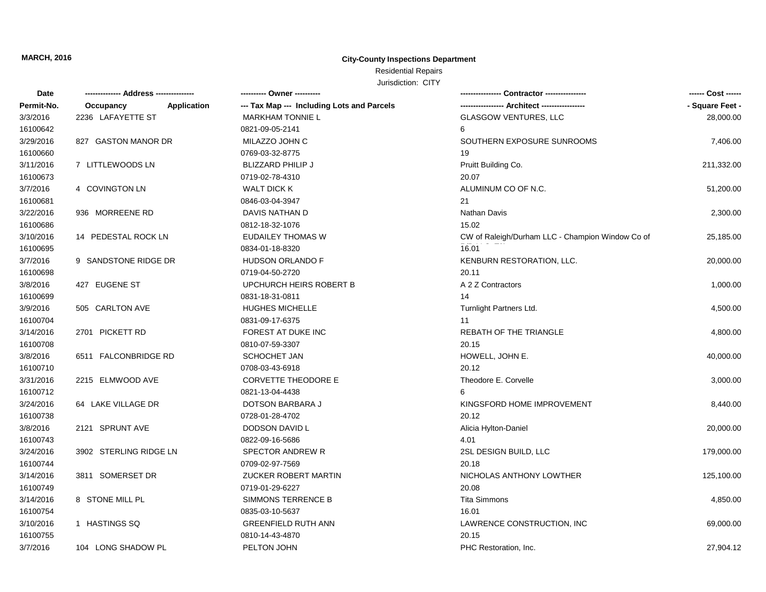**MARCH, 2016**

**City-County Inspections Department**

Residential Repairs

Jurisdiction: CITY

| Date<br>Permit-No. | Address<br>Occupancy / Application | Owner<br>Tax Map --- Including Lots and Parcels | Contractor<br>Architect | Cost<br>Square Feet |
|---|---|---|---|---|
| 3/3/2016<br>16100642 | 2236 LAFAYETTE ST | MARKHAM TONNIE L<br>0821-09-05-2141 | GLASGOW VENTURES, LLC<br>6 | 28,000.00 |
| 3/29/2016<br>16100660 | 827 GASTON MANOR DR | MILAZZO JOHN C<br>0769-03-32-8775 | SOUTHERN EXPOSURE SUNROOMS<br>19 | 7,406.00 |
| 3/11/2016<br>16100673 | 7 LITTLEWOODS LN | BLIZZARD PHILIP J<br>0719-02-78-4310 | Pruitt Building Co.<br>20.07 | 211,332.00 |
| 3/7/2016<br>16100681 | 4 COVINGTON LN | WALT DICK K<br>0846-03-04-3947 | ALUMINUM CO OF N.C.<br>21 | 51,200.00 |
| 3/22/2016<br>16100686 | 936 MORREENE RD | DAVIS NATHAN D<br>0812-18-32-1076 | Nathan Davis<br>15.02 | 2,300.00 |
| 3/10/2016<br>16100695 | 14 PEDESTAL ROCK LN | EUDAILEY THOMAS W<br>0834-01-18-8320 | CW of Raleigh/Durham LLC - Champion Window Co of<br>16.01 | 25,185.00 |
| 3/7/2016<br>16100698 | 9 SANDSTONE RIDGE DR | HUDSON ORLANDO F<br>0719-04-50-2720 | KENBURN RESTORATION, LLC.<br>20.11 | 20,000.00 |
| 3/8/2016<br>16100699 | 427 EUGENE ST | UPCHURCH HEIRS ROBERT B<br>0831-18-31-0811 | A 2 Z Contractors<br>14 | 1,000.00 |
| 3/9/2016<br>16100704 | 505 CARLTON AVE | HUGHES MICHELLE<br>0831-09-17-6375 | Turnlight Partners Ltd.<br>11 | 4,500.00 |
| 3/14/2016<br>16100708 | 2701 PICKETT RD | FOREST AT DUKE INC<br>0810-07-59-3307 | REBATH OF THE TRIANGLE<br>20.15 | 4,800.00 |
| 3/8/2016<br>16100710 | 6511 FALCONBRIDGE RD | SCHOCHET JAN<br>0708-03-43-6918 | HOWELL, JOHN E.<br>20.12 | 40,000.00 |
| 3/31/2016<br>16100712 | 2215 ELMWOOD AVE | CORVETTE THEODORE E<br>0821-13-04-4438 | Theodore E. Corvelle<br>6 | 3,000.00 |
| 3/24/2016<br>16100738 | 64 LAKE VILLAGE DR | DOTSON BARBARA J<br>0728-01-28-4702 | KINGSFORD HOME IMPROVEMENT<br>20.12 | 8,440.00 |
| 3/8/2016<br>16100743 | 2121 SPRUNT AVE | DODSON DAVID L<br>0822-09-16-5686 | Alicia Hylton-Daniel<br>4.01 | 20,000.00 |
| 3/24/2016<br>16100744 | 3902 STERLING RIDGE LN | SPECTOR ANDREW R<br>0709-02-97-7569 | 2SL DESIGN BUILD, LLC<br>20.18 | 179,000.00 |
| 3/14/2016<br>16100749 | 3811 SOMERSET DR | ZUCKER ROBERT MARTIN<br>0719-01-29-6227 | NICHOLAS ANTHONY LOWTHER<br>20.08 | 125,100.00 |
| 3/14/2016<br>16100754 | 8 STONE MILL PL | SIMMONS TERRENCE B<br>0835-03-10-5637 | Tita Simmons<br>16.01 | 4,850.00 |
| 3/10/2016<br>16100755 | 1 HASTINGS SQ | GREENFIELD RUTH ANN<br>0810-14-43-4870 | LAWRENCE CONSTRUCTION, INC<br>20.15 | 69,000.00 |
| 3/7/2016 | 104 LONG SHADOW PL | PELTON JOHN | PHC Restoration, Inc. | 27,904.12 |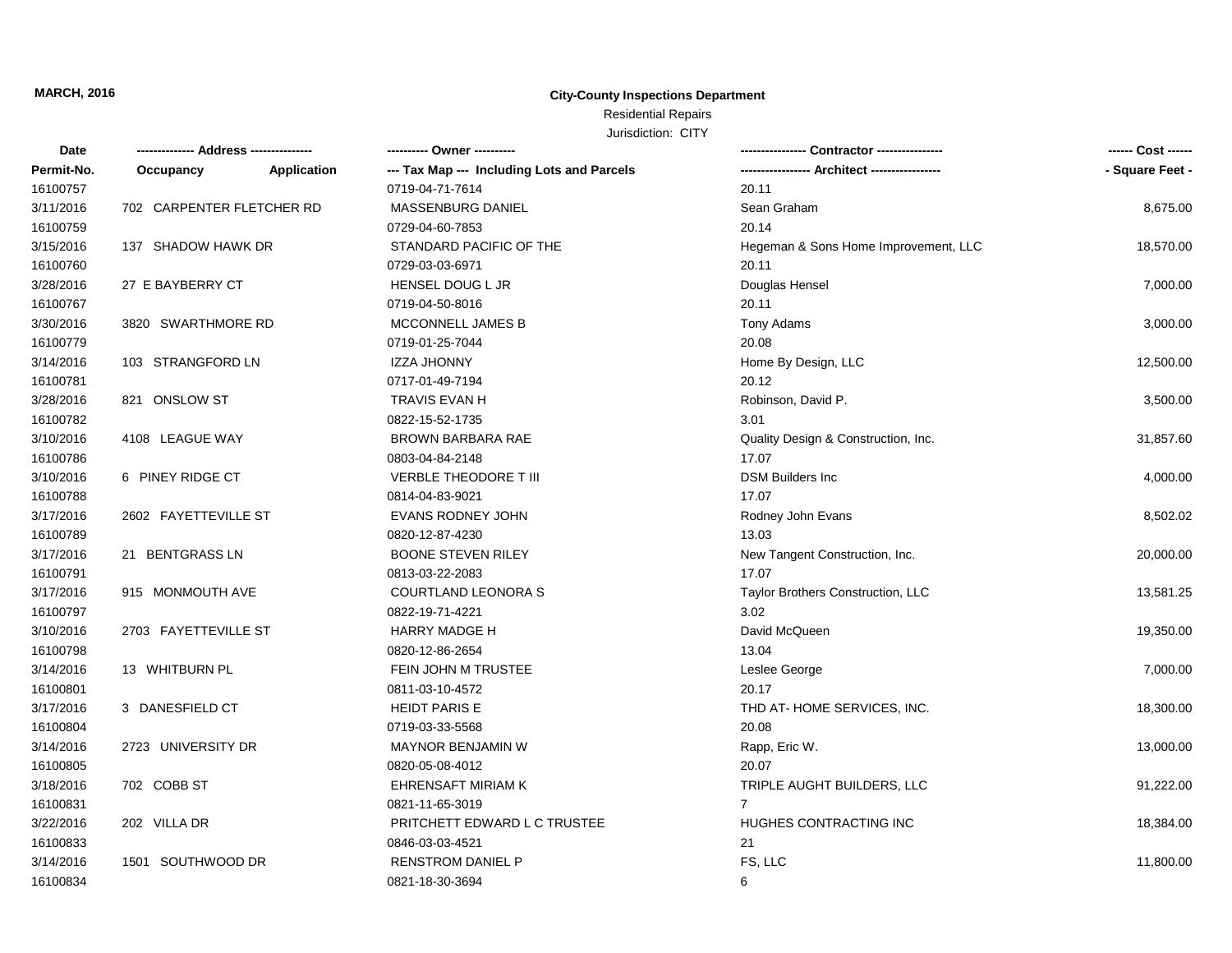**MARCH, 2016**

**City-County Inspections Department**

Residential Repairs

Jurisdiction: CITY

| Date | -------------- Address -------------- | | ---------- Owner ---------- | ---------------- Contractor ---------------- | ------ Cost ------ |
|---|---|---|---|---|---|
| **Permit-No.** | **Occupancy** | **Application** | **--- Tax Map --- Including Lots and Parcels** | **----------------- Architect -----------------** | **- Square Feet -** |
| 16100757 | | | 0719-04-71-7614 | 20.11 | |
| 3/11/2016 | 702 CARPENTER FLETCHER RD | | MASSENBURG DANIEL | Sean Graham | 8,675.00 |
| 16100759 | | | 0729-04-60-7853 | 20.14 | |
| 3/15/2016 | 137 SHADOW HAWK DR | | STANDARD PACIFIC OF THE | Hegeman & Sons Home Improvement, LLC | 18,570.00 |
| 16100760 | | | 0729-03-03-6971 | 20.11 | |
| 3/28/2016 | 27 E BAYBERRY CT | | HENSEL DOUG L JR | Douglas Hensel | 7,000.00 |
| 16100767 | | | 0719-04-50-8016 | 20.11 | |
| 3/30/2016 | 3820 SWARTHMORE RD | | MCCONNELL JAMES B | Tony Adams | 3,000.00 |
| 16100779 | | | 0719-01-25-7044 | 20.08 | |
| 3/14/2016 | 103 STRANGFORD LN | | IZZA JHONNY | Home By Design, LLC | 12,500.00 |
| 16100781 | | | 0717-01-49-7194 | 20.12 | |
| 3/28/2016 | 821 ONSLOW ST | | TRAVIS EVAN H | Robinson, David P. | 3,500.00 |
| 16100782 | | | 0822-15-52-1735 | 3.01 | |
| 3/10/2016 | 4108 LEAGUE WAY | | BROWN BARBARA RAE | Quality Design & Construction, Inc. | 31,857.60 |
| 16100786 | | | 0803-04-84-2148 | 17.07 | |
| 3/10/2016 | 6 PINEY RIDGE CT | | VERBLE THEODORE T III | DSM Builders Inc | 4,000.00 |
| 16100788 | | | 0814-04-83-9021 | 17.07 | |
| 3/17/2016 | 2602 FAYETTEVILLE ST | | EVANS RODNEY JOHN | Rodney John Evans | 8,502.02 |
| 16100789 | | | 0820-12-87-4230 | 13.03 | |
| 3/17/2016 | 21 BENTGRASS LN | | BOONE STEVEN RILEY | New Tangent Construction, Inc. | 20,000.00 |
| 16100791 | | | 0813-03-22-2083 | 17.07 | |
| 3/17/2016 | 915 MONMOUTH AVE | | COURTLAND LEONORA S | Taylor Brothers Construction, LLC | 13,581.25 |
| 16100797 | | | 0822-19-71-4221 | 3.02 | |
| 3/10/2016 | 2703 FAYETTEVILLE ST | | HARRY MADGE H | David McQueen | 19,350.00 |
| 16100798 | | | 0820-12-86-2654 | 13.04 | |
| 3/14/2016 | 13 WHITBURN PL | | FEIN JOHN M TRUSTEE | Leslee George | 7,000.00 |
| 16100801 | | | 0811-03-10-4572 | 20.17 | |
| 3/17/2016 | 3 DANESFIELD CT | | HEIDT PARIS E | THD AT- HOME SERVICES, INC. | 18,300.00 |
| 16100804 | | | 0719-03-33-5568 | 20.08 | |
| 3/14/2016 | 2723 UNIVERSITY DR | | MAYNOR BENJAMIN W | Rapp, Eric W. | 13,000.00 |
| 16100805 | | | 0820-05-08-4012 | 20.07 | |
| 3/18/2016 | 702 COBB ST | | EHRENSAFT MIRIAM K | TRIPLE AUGHT BUILDERS, LLC | 91,222.00 |
| 16100831 | | | 0821-11-65-3019 | 7 | |
| 3/22/2016 | 202 VILLA DR | | PRITCHETT EDWARD L C TRUSTEE | HUGHES CONTRACTING INC | 18,384.00 |
| 16100833 | | | 0846-03-03-4521 | 21 | |
| 3/14/2016 | 1501 SOUTHWOOD DR | | RENSTROM DANIEL P | FS, LLC | 11,800.00 |
| 16100834 | | | 0821-18-30-3694 | 6 | |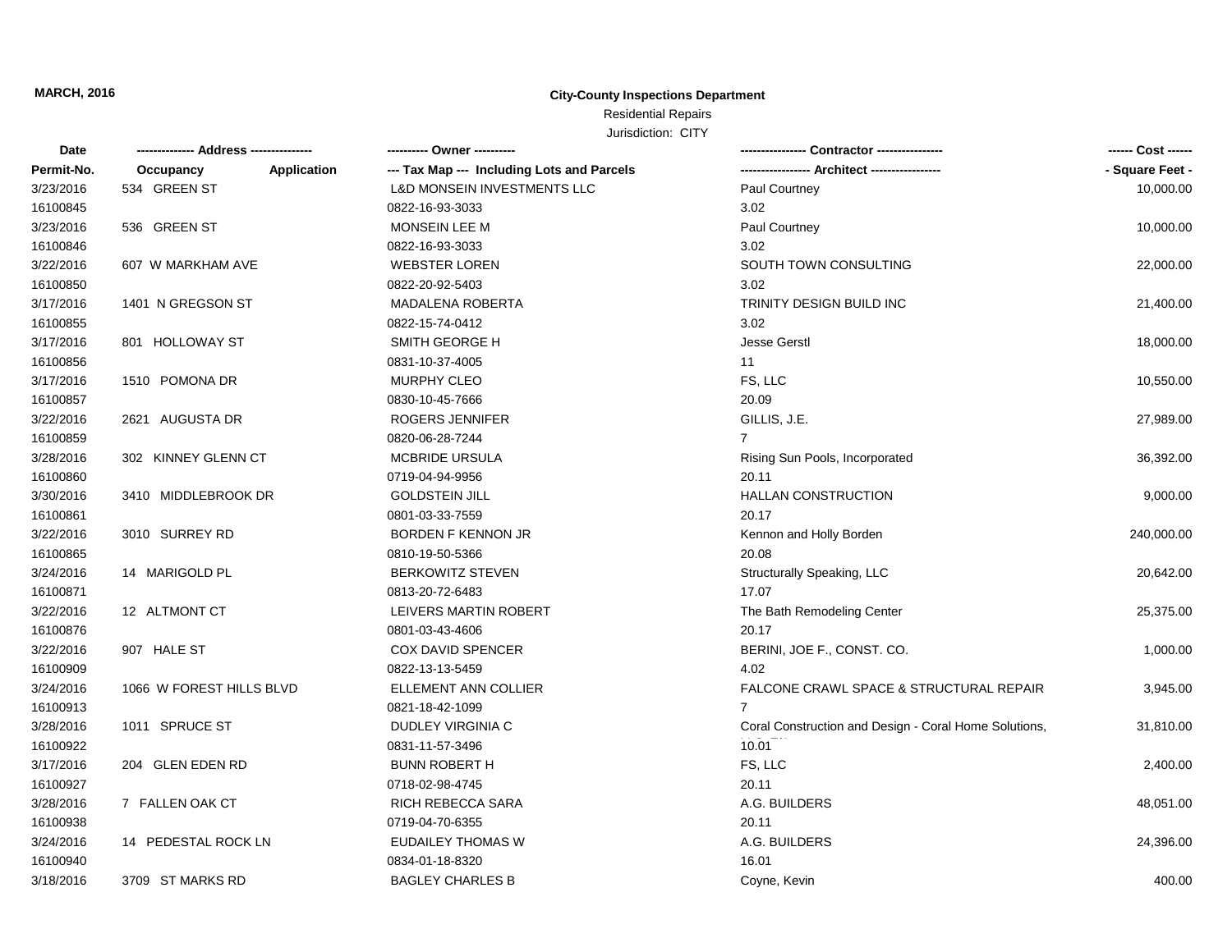**MARCH, 2016**

**City-County Inspections Department**

Residential Repairs

Jurisdiction: CITY

| Date | -------------- Address -------------- | | ---------- Owner ---------- | ---------------- Contractor ---------------- | ------ Cost ------ |
|---|---|---|---|---|---|
| Permit-No. | Occupancy | Application | --- Tax Map --- Including Lots and Parcels | ----------------- Architect ----------------- | - Square Feet - |
| 3/23/2016 | 534 GREEN ST | | L&D MONSEIN INVESTMENTS LLC | Paul Courtney | 10,000.00 |
| 16100845 | | | 0822-16-93-3033 | 3.02 | |
| 3/23/2016 | 536 GREEN ST | | MONSEIN LEE M | Paul Courtney | 10,000.00 |
| 16100846 | | | 0822-16-93-3033 | 3.02 | |
| 3/22/2016 | 607 W MARKHAM AVE | | WEBSTER LOREN | SOUTH TOWN CONSULTING | 22,000.00 |
| 16100850 | | | 0822-20-92-5403 | 3.02 | |
| 3/17/2016 | 1401 N GREGSON ST | | MADALENA ROBERTA | TRINITY DESIGN BUILD INC | 21,400.00 |
| 16100855 | | | 0822-15-74-0412 | 3.02 | |
| 3/17/2016 | 801 HOLLOWAY ST | | SMITH GEORGE H | Jesse Gerstl | 18,000.00 |
| 16100856 | | | 0831-10-37-4005 | 11 | |
| 3/17/2016 | 1510 POMONA DR | | MURPHY CLEO | FS, LLC | 10,550.00 |
| 16100857 | | | 0830-10-45-7666 | 20.09 | |
| 3/22/2016 | 2621 AUGUSTA DR | | ROGERS JENNIFER | GILLIS, J.E. | 27,989.00 |
| 16100859 | | | 0820-06-28-7244 | 7 | |
| 3/28/2016 | 302 KINNEY GLENN CT | | MCBRIDE URSULA | Rising Sun Pools, Incorporated | 36,392.00 |
| 16100860 | | | 0719-04-94-9956 | 20.11 | |
| 3/30/2016 | 3410 MIDDLEBROOK DR | | GOLDSTEIN JILL | HALLAN CONSTRUCTION | 9,000.00 |
| 16100861 | | | 0801-03-33-7559 | 20.17 | |
| 3/22/2016 | 3010 SURREY RD | | BORDEN F KENNON JR | Kennon and Holly Borden | 240,000.00 |
| 16100865 | | | 0810-19-50-5366 | 20.08 | |
| 3/24/2016 | 14 MARIGOLD PL | | BERKOWITZ STEVEN | Structurally Speaking, LLC | 20,642.00 |
| 16100871 | | | 0813-20-72-6483 | 17.07 | |
| 3/22/2016 | 12 ALTMONT CT | | LEIVERS MARTIN ROBERT | The Bath Remodeling Center | 25,375.00 |
| 16100876 | | | 0801-03-43-4606 | 20.17 | |
| 3/22/2016 | 907 HALE ST | | COX DAVID SPENCER | BERINI, JOE F., CONST. CO. | 1,000.00 |
| 16100909 | | | 0822-13-13-5459 | 4.02 | |
| 3/24/2016 | 1066 W FOREST HILLS BLVD | | ELLEMENT ANN COLLIER | FALCONE CRAWL SPACE & STRUCTURAL REPAIR | 3,945.00 |
| 16100913 | | | 0821-18-42-1099 | 7 | |
| 3/28/2016 | 1011 SPRUCE ST | | DUDLEY VIRGINIA C | Coral Construction and Design - Coral Home Solutions, | 31,810.00 |
| 16100922 | | | 0831-11-57-3496 | 10.01 | |
| 3/17/2016 | 204 GLEN EDEN RD | | BUNN ROBERT H | FS, LLC | 2,400.00 |
| 16100927 | | | 0718-02-98-4745 | 20.11 | |
| 3/28/2016 | 7 FALLEN OAK CT | | RICH REBECCA SARA | A.G. BUILDERS | 48,051.00 |
| 16100938 | | | 0719-04-70-6355 | 20.11 | |
| 3/24/2016 | 14 PEDESTAL ROCK LN | | EUDAILEY THOMAS W | A.G. BUILDERS | 24,396.00 |
| 16100940 | | | 0834-01-18-8320 | 16.01 | |
| 3/18/2016 | 3709 ST MARKS RD | | BAGLEY CHARLES B | Coyne, Kevin | 400.00 |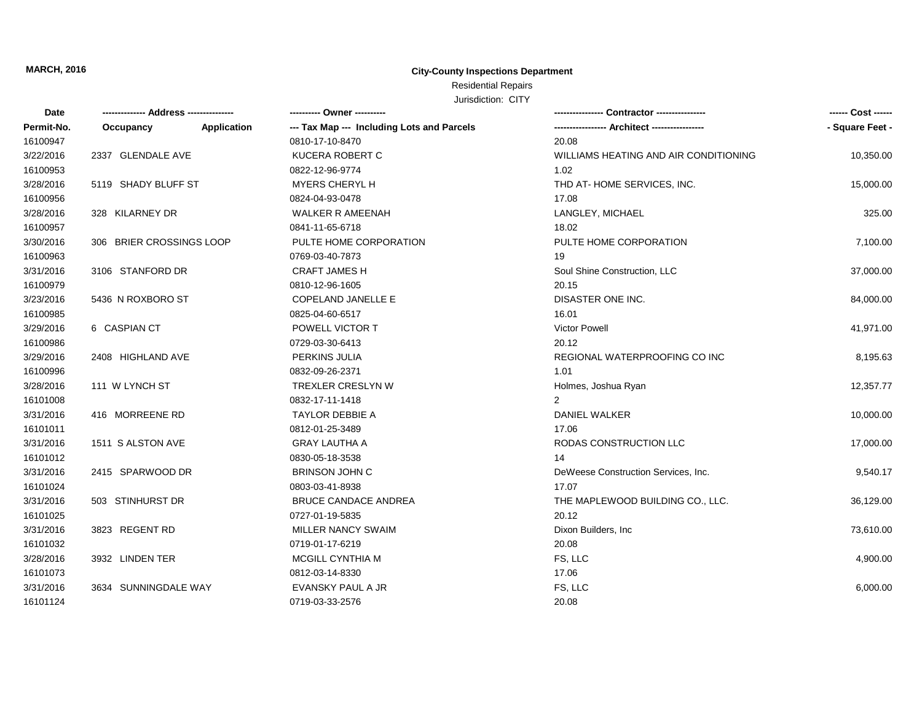**MARCH, 2016**

**City-County Inspections Department**

Residential Repairs

Jurisdiction: CITY

| Date | -------------- Address -------------- | | ---------- Owner ---------- | ---------------- Contractor ---------------- | ------ Cost ------ |
|---|---|---|---|---|---|
| Permit-No. | Occupancy | Application | --- Tax Map --- Including Lots and Parcels | ----------------- Architect ----------------- | - Square Feet - |
| 16100947 | | | 0810-17-10-8470 | 20.08 | |
| 3/22/2016 | 2337 GLENDALE AVE | | KUCERA ROBERT C | WILLIAMS HEATING AND AIR CONDITIONING | 10,350.00 |
| 16100953 | | | 0822-12-96-9774 | 1.02 | |
| 3/28/2016 | 5119 SHADY BLUFF ST | | MYERS CHERYL H | THD AT- HOME SERVICES, INC. | 15,000.00 |
| 16100956 | | | 0824-04-93-0478 | 17.08 | |
| 3/28/2016 | 328 KILARNEY DR | | WALKER R AMEENAH | LANGLEY, MICHAEL | 325.00 |
| 16100957 | | | 0841-11-65-6718 | 18.02 | |
| 3/30/2016 | 306 BRIER CROSSINGS LOOP | | PULTE HOME CORPORATION | PULTE HOME CORPORATION | 7,100.00 |
| 16100963 | | | 0769-03-40-7873 | 19 | |
| 3/31/2016 | 3106 STANFORD DR | | CRAFT JAMES H | Soul Shine Construction, LLC | 37,000.00 |
| 16100979 | | | 0810-12-96-1605 | 20.15 | |
| 3/23/2016 | 5436 N ROXBORO ST | | COPELAND JANELLE E | DISASTER ONE INC. | 84,000.00 |
| 16100985 | | | 0825-04-60-6517 | 16.01 | |
| 3/29/2016 | 6 CASPIAN CT | | POWELL VICTOR T | Victor Powell | 41,971.00 |
| 16100986 | | | 0729-03-30-6413 | 20.12 | |
| 3/29/2016 | 2408 HIGHLAND AVE | | PERKINS JULIA | REGIONAL WATERPROOFING CO INC | 8,195.63 |
| 16100996 | | | 0832-09-26-2371 | 1.01 | |
| 3/28/2016 | 111 W LYNCH ST | | TREXLER CRESLYN W | Holmes, Joshua Ryan | 12,357.77 |
| 16101008 | | | 0832-17-11-1418 | 2 | |
| 3/31/2016 | 416 MORREENE RD | | TAYLOR DEBBIE A | DANIEL WALKER | 10,000.00 |
| 16101011 | | | 0812-01-25-3489 | 17.06 | |
| 3/31/2016 | 1511 S ALSTON AVE | | GRAY LAUTHA A | RODAS CONSTRUCTION LLC | 17,000.00 |
| 16101012 | | | 0830-05-18-3538 | 14 | |
| 3/31/2016 | 2415 SPARWOOD DR | | BRINSON JOHN C | DeWeese Construction Services, Inc. | 9,540.17 |
| 16101024 | | | 0803-03-41-8938 | 17.07 | |
| 3/31/2016 | 503 STINHURST DR | | BRUCE CANDACE ANDREA | THE MAPLEWOOD BUILDING CO., LLC. | 36,129.00 |
| 16101025 | | | 0727-01-19-5835 | 20.12 | |
| 3/31/2016 | 3823 REGENT RD | | MILLER NANCY SWAIM | Dixon Builders, Inc | 73,610.00 |
| 16101032 | | | 0719-01-17-6219 | 20.08 | |
| 3/28/2016 | 3932 LINDEN TER | | MCGILL CYNTHIA M | FS, LLC | 4,900.00 |
| 16101073 | | | 0812-03-14-8330 | 17.06 | |
| 3/31/2016 | 3634 SUNNINGDALE WAY | | EVANSKY PAUL A JR | FS, LLC | 6,000.00 |
| 16101124 | | | 0719-03-33-2576 | 20.08 | |